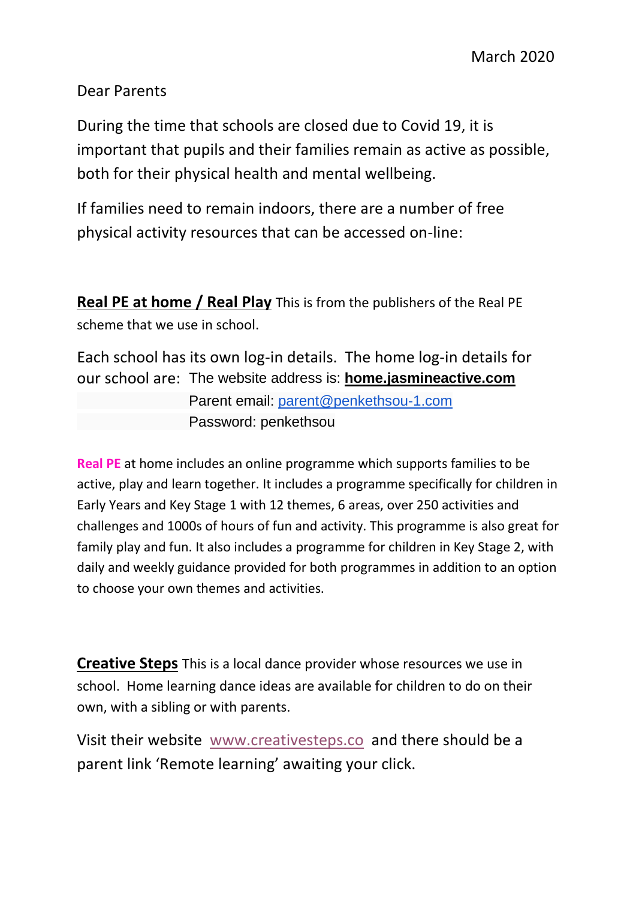March 2020

Dear Parents

During the time that schools are closed due to Covid 19, it is important that pupils and their families remain as active as possible, both for their physical health and mental wellbeing.

If families need to remain indoors, there are a number of free physical activity resources that can be accessed on-line:

**Real PE at home / Real Play** This is from the publishers of the Real PE scheme that we use in school.

Each school has its own log-in details. The home log-in details for our school are: The website address is: **home.jasmineactive.com**

Parent email: parent@penkethsou-1.com

Password: penkethsou

**Real PE** at home includes an online programme which supports families to be active, play and learn together. It includes a programme specifically for children in Early Years and Key Stage 1 with 12 themes, 6 areas, over 250 activities and challenges and 1000s of hours of fun and activity. This programme is also great for family play and fun. It also includes a programme for children in Key Stage 2, with daily and weekly guidance provided for both programmes in addition to an option to choose your own themes and activities.

**Creative Steps** This is a local dance provider whose resources we use in school. Home learning dance ideas are available for children to do on their own, with a sibling or with parents.

Visit their website www.creativesteps.co and there should be a parent link 'Remote learning' awaiting your click.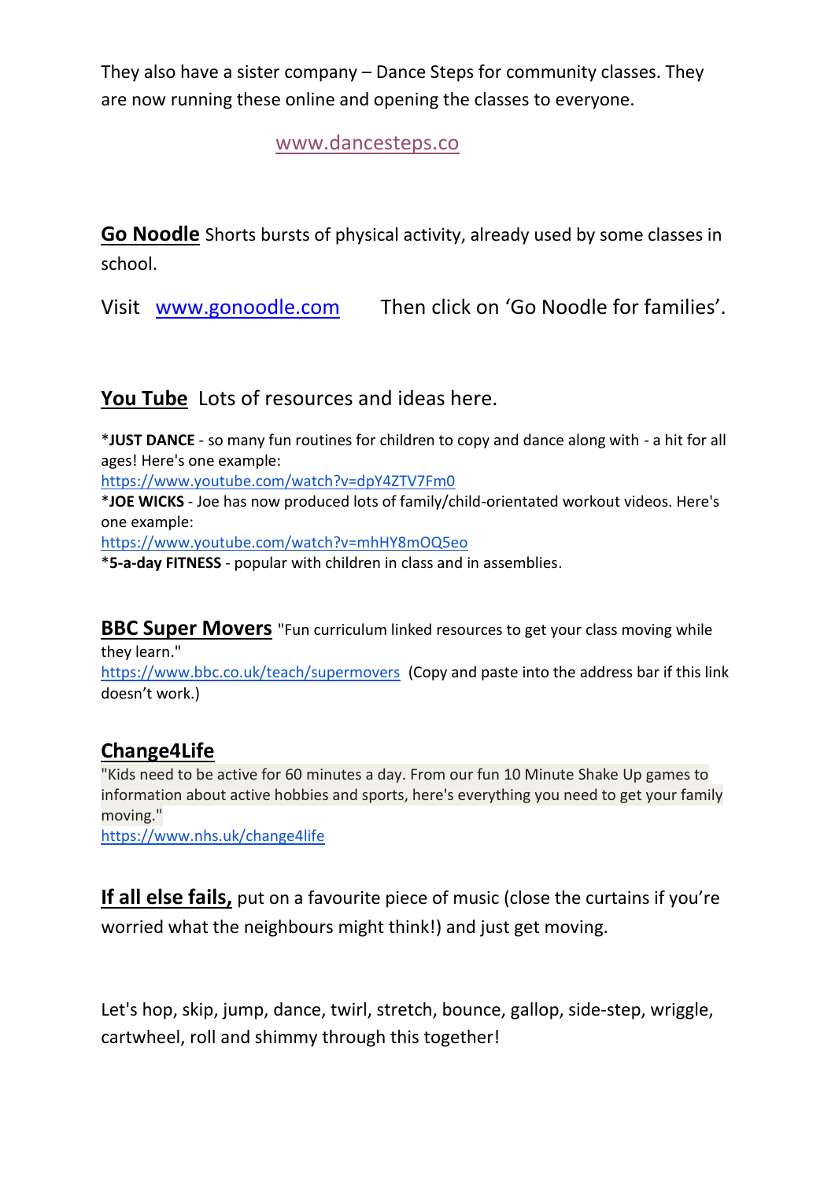They also have a sister company – Dance Steps for community classes. They are now running these online and opening the classes to everyone.

www.dancesteps.co

**Go Noodle** Shorts bursts of physical activity, already used by some classes in school.

Visit www.gonoodle.com Then click on 'Go Noodle for families'.

**You Tube** Lots of resources and ideas here.

*__JUST DANCE__ - so many fun routines for children to copy and dance along with - a hit for all ages! Here's one example:
https://www.youtube.com/watch?v=dpY4ZTV7Fm0
*__JOE WICKS__ - Joe has now produced lots of family/child-orientated workout videos. Here's one example:
https://www.youtube.com/watch?v=mhHY8mOQ5eo
*__5-a-day FITNESS__ - popular with children in class and in assemblies.

**BBC Super Movers** "Fun curriculum linked resources to get your class moving while they learn."
https://www.bbc.co.uk/teach/supermovers (Copy and paste into the address bar if this link doesn't work.)

**Change4Life**
"Kids need to be active for 60 minutes a day. From our fun 10 Minute Shake Up games to information about active hobbies and sports, here's everything you need to get your family moving."
https://www.nhs.uk/change4life

**If all else fails,** put on a favourite piece of music (close the curtains if you're worried what the neighbours might think!) and just get moving.

Let's hop, skip, jump, dance, twirl, stretch, bounce, gallop, side-step, wriggle, cartwheel, roll and shimmy through this together!